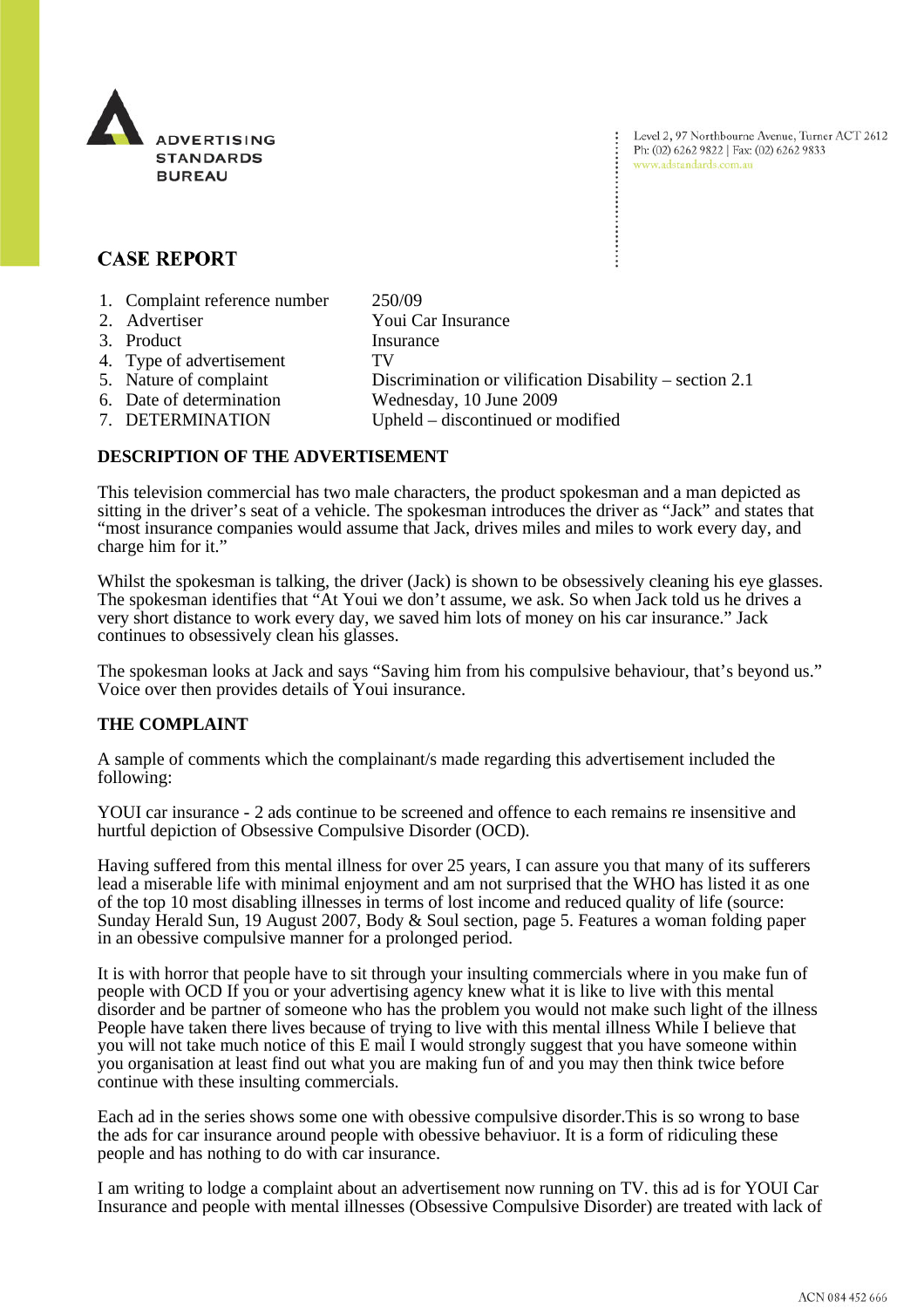ADVERTISING STANDARDS BUREAU

Level 2, 97 Northbourne Avenue, Turner ACT 2612
Ph: (02) 6262 9822 | Fax: (02) 6262 9833
www.adstandards.com.au

## CASE REPORT

| | | |
|---|---|---|
| 1. | Complaint reference number | 250/09 |
| 2. | Advertiser | Youi Car Insurance |
| 3. | Product | Insurance |
| 4. | Type of advertisement | TV |
| 5. | Nature of complaint | Discrimination or vilification Disability – section 2.1 |
| 6. | Date of determination | Wednesday, 10 June 2009 |
| 7. | DETERMINATION | Upheld – discontinued or modified |

### DESCRIPTION OF THE ADVERTISEMENT

This television commercial has two male characters, the product spokesman and a man depicted as sitting in the driver's seat of a vehicle. The spokesman introduces the driver as "Jack" and states that "most insurance companies would assume that Jack, drives miles and miles to work every day, and charge him for it."

Whilst the spokesman is talking, the driver (Jack) is shown to be obsessively cleaning his eye glasses. The spokesman identifies that "At Youi we don't assume, we ask. So when Jack told us he drives a very short distance to work every day, we saved him lots of money on his car insurance." Jack continues to obsessively clean his glasses.

The spokesman looks at Jack and says "Saving him from his compulsive behaviour, that's beyond us." Voice over then provides details of Youi insurance.

### THE COMPLAINT

A sample of comments which the complainant/s made regarding this advertisement included the following:

YOUI car insurance - 2 ads continue to be screened and offence to each remains re insensitive and hurtful depiction of Obsessive Compulsive Disorder (OCD).

Having suffered from this mental illness for over 25 years, I can assure you that many of its sufferers lead a miserable life with minimal enjoyment and am not surprised that the WHO has listed it as one of the top 10 most disabling illnesses in terms of lost income and reduced quality of life (source: Sunday Herald Sun, 19 August 2007, Body & Soul section, page 5. Features a woman folding paper in an obessive compulsive manner for a prolonged period.

It is with horror that people have to sit through your insulting commercials where in you make fun of people with OCD If you or your advertising agency knew what it is like to live with this mental disorder and be partner of someone who has the problem you would not make such light of the illness People have taken there lives because of trying to live with this mental illness While I believe that you will not take much notice of this E mail I would strongly suggest that you have someone within you organisation at least find out what you are making fun of and you may then think twice before continue with these insulting commercials.

Each ad in the series shows some one with obessive compulsive disorder.This is so wrong to base the ads for car insurance around people with obessive behaviuor. It is a form of ridiculing these people and has nothing to do with car insurance.

I am writing to lodge a complaint about an advertisement now running on TV. this ad is for YOUI Car Insurance and people with mental illnesses (Obsessive Compulsive Disorder) are treated with lack of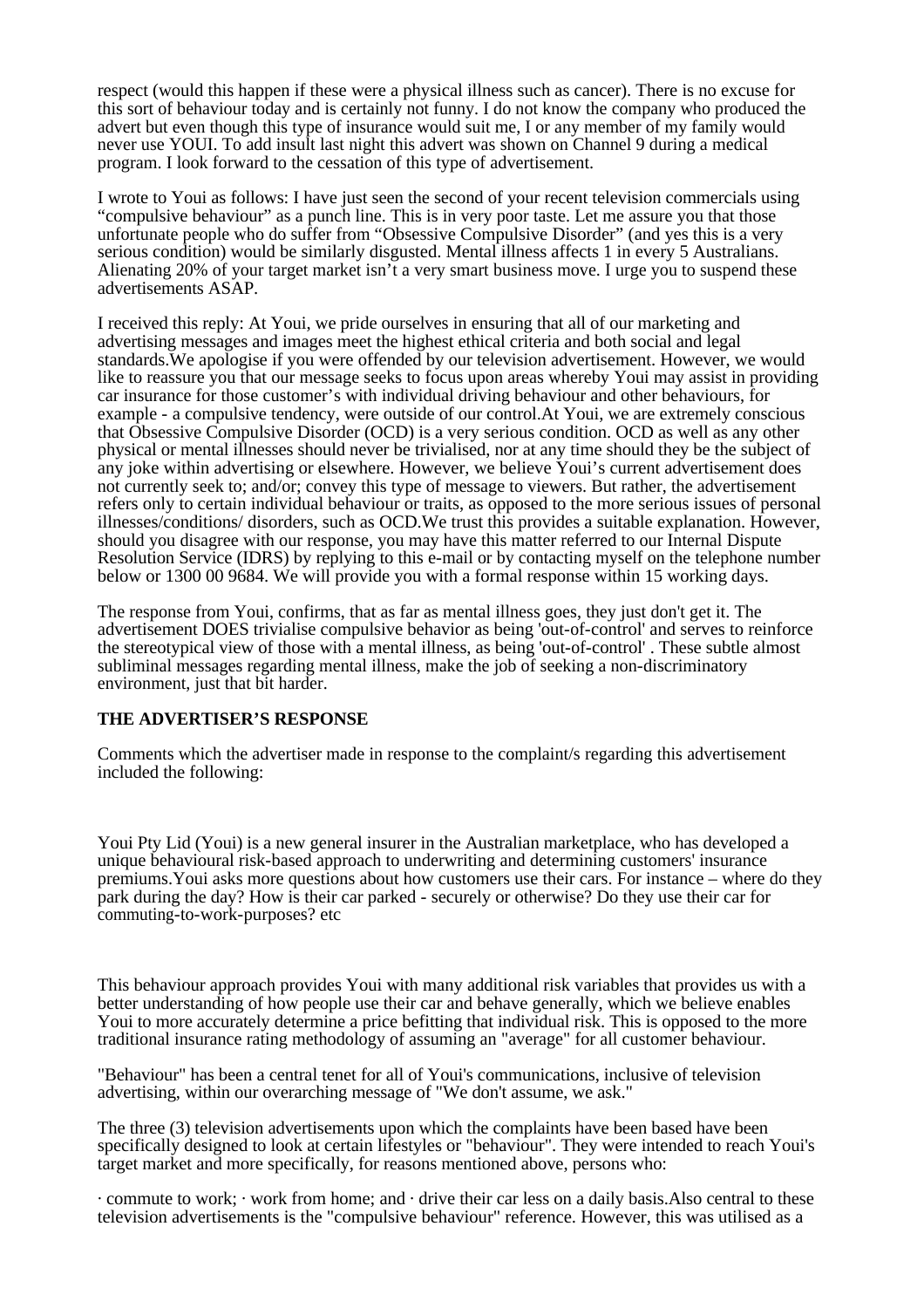respect (would this happen if these were a physical illness such as cancer). There is no excuse for this sort of behaviour today and is certainly not funny. I do not know the company who produced the advert but even though this type of insurance would suit me, I or any member of my family would never use YOUI. To add insult last night this advert was shown on Channel 9 during a medical program. I look forward to the cessation of this type of advertisement.

I wrote to Youi as follows: I have just seen the second of your recent television commercials using "compulsive behaviour" as a punch line. This is in very poor taste. Let me assure you that those unfortunate people who do suffer from "Obsessive Compulsive Disorder" (and yes this is a very serious condition) would be similarly disgusted. Mental illness affects 1 in every 5 Australians. Alienating 20% of your target market isn't a very smart business move. I urge you to suspend these advertisements ASAP.

I received this reply: At Youi, we pride ourselves in ensuring that all of our marketing and advertising messages and images meet the highest ethical criteria and both social and legal standards.We apologise if you were offended by our television advertisement. However, we would like to reassure you that our message seeks to focus upon areas whereby Youi may assist in providing car insurance for those customer's with individual driving behaviour and other behaviours, for example - a compulsive tendency, were outside of our control.At Youi, we are extremely conscious that Obsessive Compulsive Disorder (OCD) is a very serious condition. OCD as well as any other physical or mental illnesses should never be trivialised, nor at any time should they be the subject of any joke within advertising or elsewhere. However, we believe Youi's current advertisement does not currently seek to; and/or; convey this type of message to viewers. But rather, the advertisement refers only to certain individual behaviour or traits, as opposed to the more serious issues of personal illnesses/conditions/ disorders, such as OCD.We trust this provides a suitable explanation. However, should you disagree with our response, you may have this matter referred to our Internal Dispute Resolution Service (IDRS) by replying to this e-mail or by contacting myself on the telephone number below or 1300 00 9684. We will provide you with a formal response within 15 working days.

The response from Youi, confirms, that as far as mental illness goes, they just don't get it. The advertisement DOES trivialise compulsive behavior as being 'out-of-control' and serves to reinforce the stereotypical view of those with a mental illness, as being 'out-of-control' . These subtle almost subliminal messages regarding mental illness, make the job of seeking a non-discriminatory environment, just that bit harder.

**THE ADVERTISER'S RESPONSE**

Comments which the advertiser made in response to the complaint/s regarding this advertisement included the following:

Youi Pty Lid (Youi) is a new general insurer in the Australian marketplace, who has developed a unique behavioural risk-based approach to underwriting and determining customers' insurance premiums.Youi asks more questions about how customers use their cars. For instance – where do they park during the day? How is their car parked - securely or otherwise? Do they use their car for commuting-to-work-purposes? etc

This behaviour approach provides Youi with many additional risk variables that provides us with a better understanding of how people use their car and behave generally, which we believe enables Youi to more accurately determine a price befitting that individual risk. This is opposed to the more traditional insurance rating methodology of assuming an "average" for all customer behaviour.

"Behaviour" has been a central tenet for all of Youi's communications, inclusive of television advertising, within our overarching message of "We don't assume, we ask."

The three (3) television advertisements upon which the complaints have been based have been specifically designed to look at certain lifestyles or "behaviour". They were intended to reach Youi's target market and more specifically, for reasons mentioned above, persons who:

· commute to work; · work from home; and · drive their car less on a daily basis.Also central to these television advertisements is the "compulsive behaviour" reference. However, this was utilised as a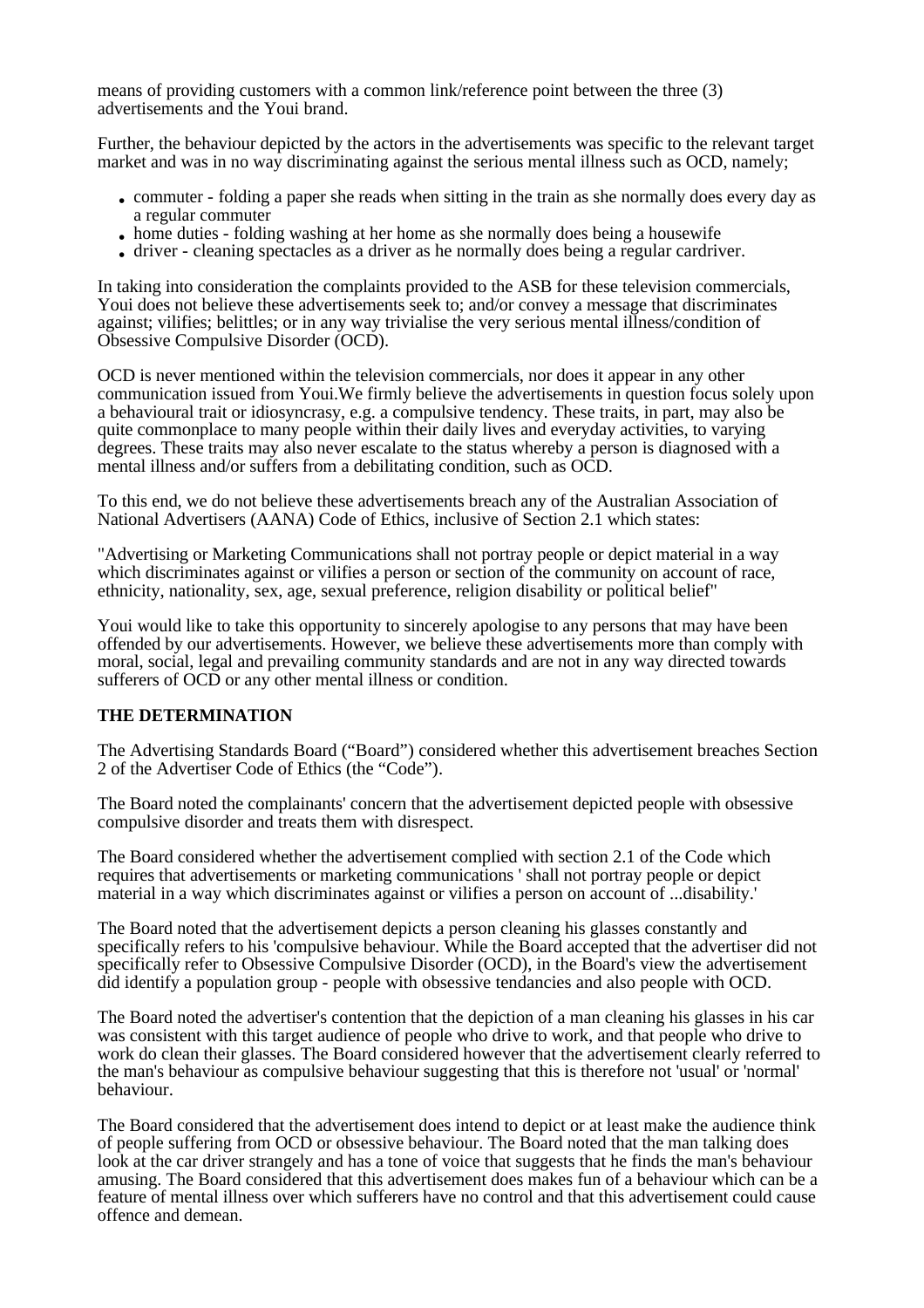means of providing customers with a common link/reference point between the three (3) advertisements and the Youi brand.

Further, the behaviour depicted by the actors in the advertisements was specific to the relevant target market and was in no way discriminating against the serious mental illness such as OCD, namely;

- commuter - folding a paper she reads when sitting in the train as she normally does every day as a regular commuter
- home duties - folding washing at her home as she normally does being a housewife
- driver - cleaning spectacles as a driver as he normally does being a regular cardriver.

In taking into consideration the complaints provided to the ASB for these television commercials, Youi does not believe these advertisements seek to; and/or convey a message that discriminates against; vilifies; belittles; or in any way trivialise the very serious mental illness/condition of Obsessive Compulsive Disorder (OCD).

OCD is never mentioned within the television commercials, nor does it appear in any other communication issued from Youi.We firmly believe the advertisements in question focus solely upon a behavioural trait or idiosyncrasy, e.g. a compulsive tendency. These traits, in part, may also be quite commonplace to many people within their daily lives and everyday activities, to varying degrees. These traits may also never escalate to the status whereby a person is diagnosed with a mental illness and/or suffers from a debilitating condition, such as OCD.

To this end, we do not believe these advertisements breach any of the Australian Association of National Advertisers (AANA) Code of Ethics, inclusive of Section 2.1 which states:

"Advertising or Marketing Communications shall not portray people or depict material in a way which discriminates against or vilifies a person or section of the community on account of race, ethnicity, nationality, sex, age, sexual preference, religion disability or political belief"

Youi would like to take this opportunity to sincerely apologise to any persons that may have been offended by our advertisements. However, we believe these advertisements more than comply with moral, social, legal and prevailing community standards and are not in any way directed towards sufferers of OCD or any other mental illness or condition.

**THE DETERMINATION**

The Advertising Standards Board ("Board") considered whether this advertisement breaches Section 2 of the Advertiser Code of Ethics (the "Code").

The Board noted the complainants' concern that the advertisement depicted people with obsessive compulsive disorder and treats them with disrespect.

The Board considered whether the advertisement complied with section 2.1 of the Code which requires that advertisements or marketing communications ' shall not portray people or depict material in a way which discriminates against or vilifies a person on account of ...disability.'

The Board noted that the advertisement depicts a person cleaning his glasses constantly and specifically refers to his 'compulsive behaviour. While the Board accepted that the advertiser did not specifically refer to Obsessive Compulsive Disorder (OCD), in the Board's view the advertisement did identify a population group - people with obsessive tendancies and also people with OCD.

The Board noted the advertiser's contention that the depiction of a man cleaning his glasses in his car was consistent with this target audience of people who drive to work, and that people who drive to work do clean their glasses. The Board considered however that the advertisement clearly referred to the man's behaviour as compulsive behaviour suggesting that this is therefore not 'usual' or 'normal' behaviour.

The Board considered that the advertisement does intend to depict or at least make the audience think of people suffering from OCD or obsessive behaviour. The Board noted that the man talking does look at the car driver strangely and has a tone of voice that suggests that he finds the man's behaviour amusing. The Board considered that this advertisement does makes fun of a behaviour which can be a feature of mental illness over which sufferers have no control and that this advertisement could cause offence and demean.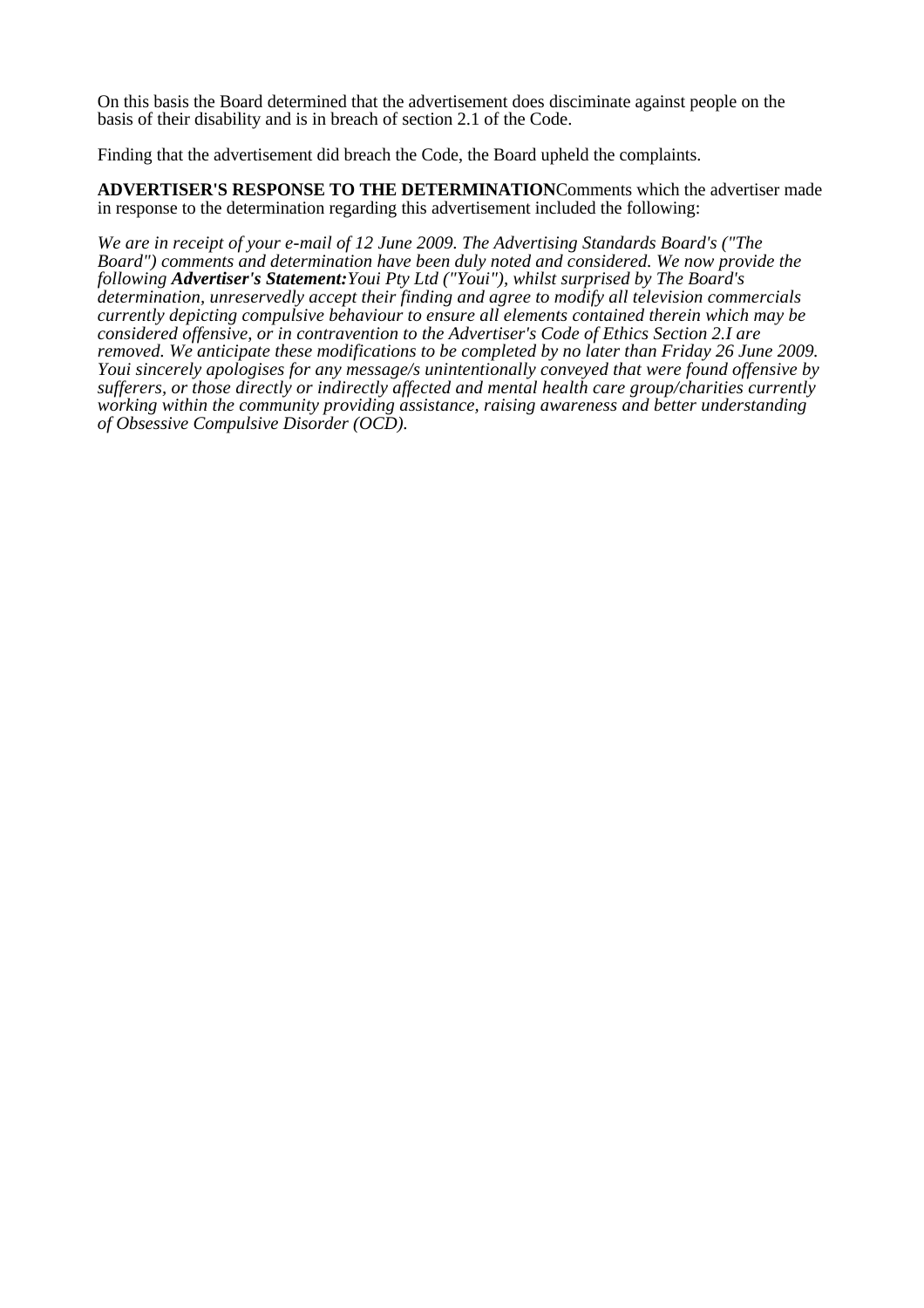On this basis the Board determined that the advertisement does disciminate against people on the basis of their disability and is in breach of section 2.1 of the Code.

Finding that the advertisement did breach the Code, the Board upheld the complaints.

**ADVERTISER'S RESPONSE TO THE DETERMINATION**Comments which the advertiser made in response to the determination regarding this advertisement included the following:

*We are in receipt of your e-mail of 12 June 2009. The Advertising Standards Board's ("The Board") comments and determination have been duly noted and considered. We now provide the following **Advertiser's Statement:**Youi Pty Ltd ("Youi"), whilst surprised by The Board's determination, unreservedly accept their finding and agree to modify all television commercials currently depicting compulsive behaviour to ensure all elements contained therein which may be considered offensive, or in contravention to the Advertiser's Code of Ethics Section 2.I are removed. We anticipate these modifications to be completed by no later than Friday 26 June 2009. Youi sincerely apologises for any message/s unintentionally conveyed that were found offensive by sufferers, or those directly or indirectly affected and mental health care group/charities currently working within the community providing assistance, raising awareness and better understanding of Obsessive Compulsive Disorder (OCD).*